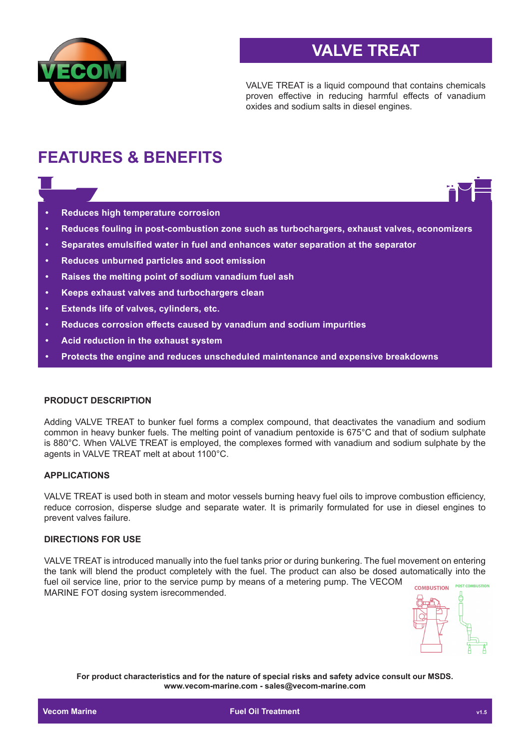# VALVE TREAT

VALVE TREAT is a liquid compound that contains chemicals proven effective in reducing harmful effects of vanadium oxides and sodium salts in diesel engines.

## FEATURES & BENEFITS

- **Reduces high temperature corrosion**
- **Reduces fouling in post-combustion zone such as turbochargers, exhaust valves, economizers**
- **Separates emulsified water in fuel and enhances water separation at the separator**
- **Reduces unburned particles and soot emission**
- **Raises the melting point of sodium vanadium fuel ash**
- **Keeps exhaust valves and turbochargers clean**
- **Extends life of valves, cylinders, etc.**
- **Reduces corrosion effects caused by vanadium and sodium impurities**
- **Acid reduction in the exhaust system**
- **Protects the engine and reduces unscheduled maintenance and expensive breakdowns**

### PRODUCT DESCRIPTION

Adding VALVE TREAT to bunker fuel forms a complex compound, that deactivates the vanadium and sodium common in heavy bunker fuels. The melting point of vanadium pentoxide is 675°C and that of sodium sulphate is 880°C. When VALVE TREAT is employed, the complexes formed with vanadium and sodium sulphate by the agents in VALVE TREAT melt at about 1100°C.

### APPLICATIONS

VALVE TREAT is used both in steam and motor vessels burning heavy fuel oils to improve combustion efficiency, reduce corrosion, disperse sludge and separate water. It is primarily formulated for use in diesel engines to prevent valves failure.

### DIRECTIONS FOR USE

VALVE TREAT is introduced manually into the fuel tanks prior or during bunkering. The fuel movement on entering the tank will blend the product completely with the fuel. The product can also be dosed automatically into the fuel oil service line, prior to the service pump by means of a metering pump. The VECOM MARINE FOT dosing system isrecommended.

COMBUSTION    POST COMBUSTION

**For product characteristics and for the nature of special risks and safety advice consult our MSDS.**
**www.vecom-marine.com - sales@vecom-marine.com**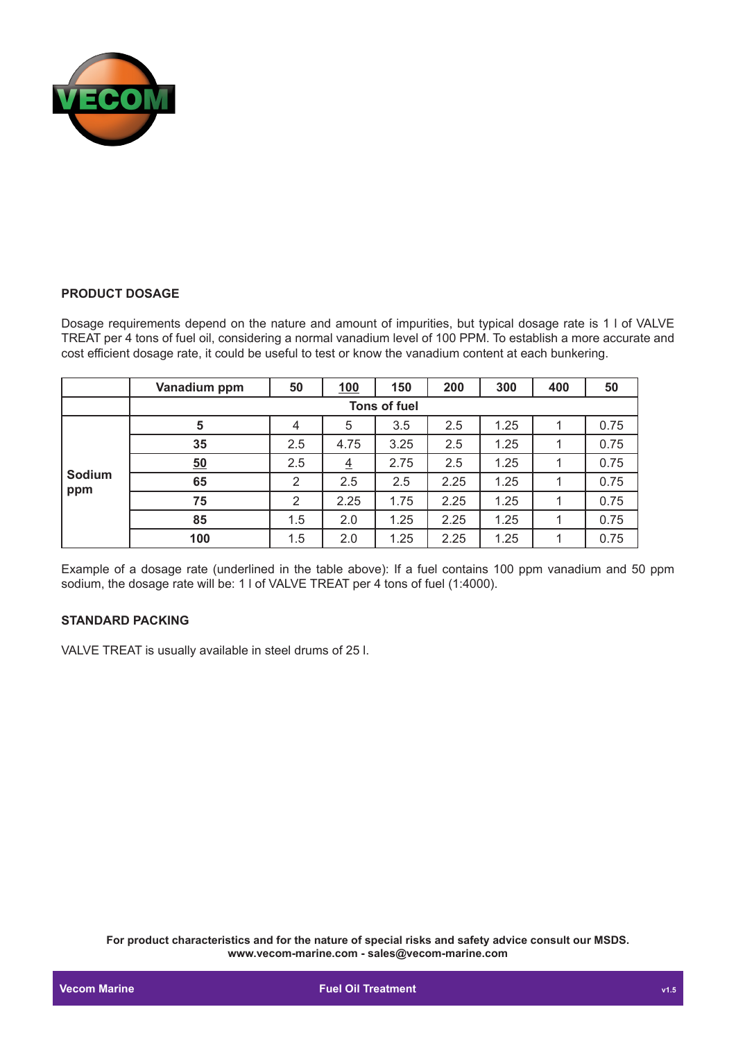**PRODUCT DOSAGE**

Dosage requirements depend on the nature and amount of impurities, but typical dosage rate is 1 l of VALVE TREAT per 4 tons of fuel oil, considering a normal vanadium level of 100 PPM. To establish a more accurate and cost efficient dosage rate, it could be useful to test or know the vanadium content at each bunkering.

| | Vanadium ppm | 50 | 100 | 150 | 200 | 300 | 400 | 50 |
|---|---|---|---|---|---|---|---|---|
| | | Tons of fuel | | | | | | |
| Sodium ppm | 5 | 4 | 5 | 3.5 | 2.5 | 1.25 | 1 | 0.75 |
| | 35 | 2.5 | 4.75 | 3.25 | 2.5 | 1.25 | 1 | 0.75 |
| | 50 | 2.5 | 4 | 2.75 | 2.5 | 1.25 | 1 | 0.75 |
| | 65 | 2 | 2.5 | 2.5 | 2.25 | 1.25 | 1 | 0.75 |
| | 75 | 2 | 2.25 | 1.75 | 2.25 | 1.25 | 1 | 0.75 |
| | 85 | 1.5 | 2.0 | 1.25 | 2.25 | 1.25 | 1 | 0.75 |
| | 100 | 1.5 | 2.0 | 1.25 | 2.25 | 1.25 | 1 | 0.75 |

Example of a dosage rate (underlined in the table above): If a fuel contains 100 ppm vanadium and 50 ppm sodium, the dosage rate will be: 1 l of VALVE TREAT per 4 tons of fuel (1:4000).

**STANDARD PACKING**

VALVE TREAT is usually available in steel drums of 25 l.

**For product characteristics and for the nature of special risks and safety advice consult our MSDS.**
**www.vecom-marine.com - sales@vecom-marine.com**